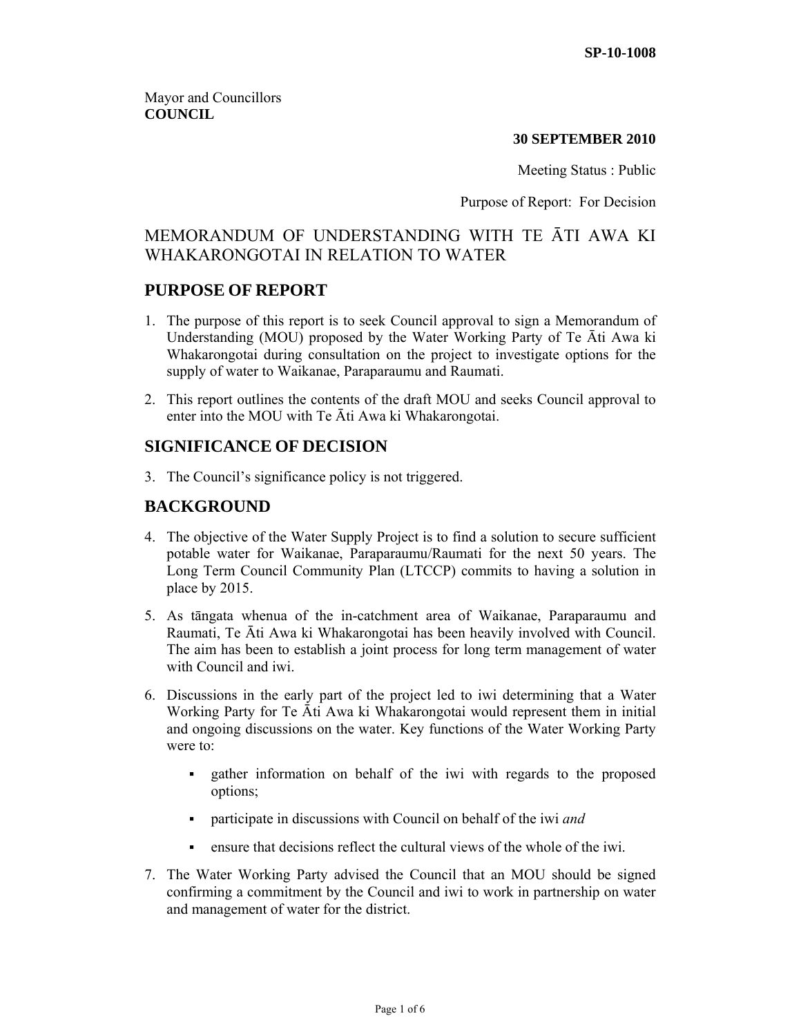SP-10-1008

Mayor and Councillors
**COUNCIL**

**30 SEPTEMBER 2010**

Meeting Status : Public

Purpose of Report: For Decision

# MEMORANDUM OF UNDERSTANDING WITH TE ĀTI AWA KI WHAKARONGOTAI IN RELATION TO WATER

## PURPOSE OF REPORT

1. The purpose of this report is to seek Council approval to sign a Memorandum of Understanding (MOU) proposed by the Water Working Party of Te Āti Awa ki Whakarongotai during consultation on the project to investigate options for the supply of water to Waikanae, Paraparaumu and Raumati.

2. This report outlines the contents of the draft MOU and seeks Council approval to enter into the MOU with Te Āti Awa ki Whakarongotai.

## SIGNIFICANCE OF DECISION

3. The Council's significance policy is not triggered.

## BACKGROUND

4. The objective of the Water Supply Project is to find a solution to secure sufficient potable water for Waikanae, Paraparaumu/Raumati for the next 50 years. The Long Term Council Community Plan (LTCCP) commits to having a solution in place by 2015.

5. As tāngata whenua of the in-catchment area of Waikanae, Paraparaumu and Raumati, Te Āti Awa ki Whakarongotai has been heavily involved with Council. The aim has been to establish a joint process for long term management of water with Council and iwi.

6. Discussions in the early part of the project led to iwi determining that a Water Working Party for Te Āti Awa ki Whakarongotai would represent them in initial and ongoing discussions on the water. Key functions of the Water Working Party were to:

   - gather information on behalf of the iwi with regards to the proposed options;
   - participate in discussions with Council on behalf of the iwi *and*
   - ensure that decisions reflect the cultural views of the whole of the iwi.

7. The Water Working Party advised the Council that an MOU should be signed confirming a commitment by the Council and iwi to work in partnership on water and management of water for the district.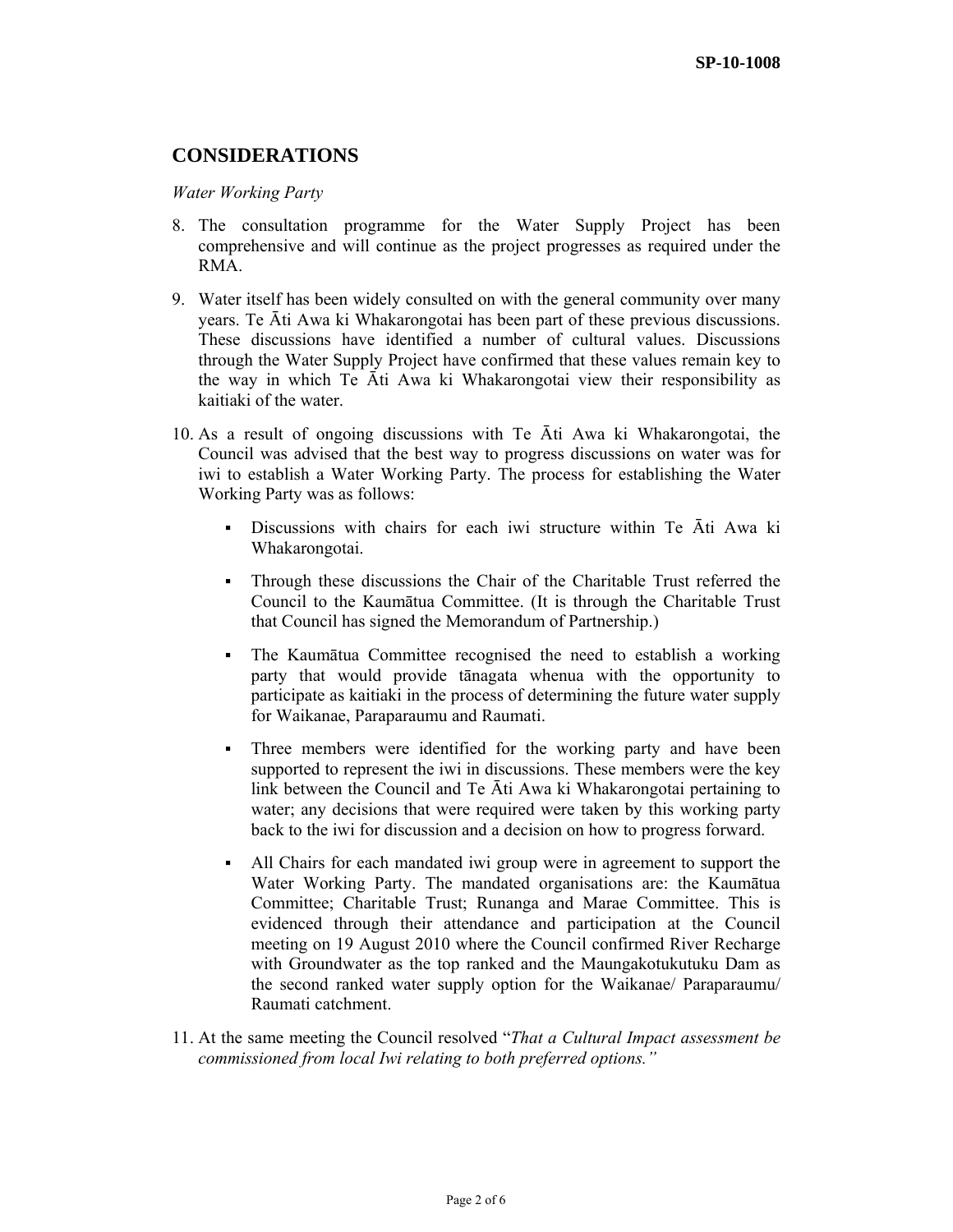## CONSIDERATIONS

*Water Working Party*

8. The consultation programme for the Water Supply Project has been comprehensive and will continue as the project progresses as required under the RMA.

9. Water itself has been widely consulted on with the general community over many years. Te Āti Awa ki Whakarongotai has been part of these previous discussions. These discussions have identified a number of cultural values. Discussions through the Water Supply Project have confirmed that these values remain key to the way in which Te Āti Awa ki Whakarongotai view their responsibility as kaitiaki of the water.

10. As a result of ongoing discussions with Te Āti Awa ki Whakarongotai, the Council was advised that the best way to progress discussions on water was for iwi to establish a Water Working Party. The process for establishing the Water Working Party was as follows:

    - Discussions with chairs for each iwi structure within Te Āti Awa ki Whakarongotai.
    - Through these discussions the Chair of the Charitable Trust referred the Council to the Kaumātua Committee. (It is through the Charitable Trust that Council has signed the Memorandum of Partnership.)
    - The Kaumātua Committee recognised the need to establish a working party that would provide tānagata whenua with the opportunity to participate as kaitiaki in the process of determining the future water supply for Waikanae, Paraparaumu and Raumati.
    - Three members were identified for the working party and have been supported to represent the iwi in discussions. These members were the key link between the Council and Te Āti Awa ki Whakarongotai pertaining to water; any decisions that were required were taken by this working party back to the iwi for discussion and a decision on how to progress forward.
    - All Chairs for each mandated iwi group were in agreement to support the Water Working Party. The mandated organisations are: the Kaumātua Committee; Charitable Trust; Runanga and Marae Committee. This is evidenced through their attendance and participation at the Council meeting on 19 August 2010 where the Council confirmed River Recharge with Groundwater as the top ranked and the Maungakotukutuku Dam as the second ranked water supply option for the Waikanae/ Paraparaumu/ Raumati catchment.

11. At the same meeting the Council resolved "*That a Cultural Impact assessment be commissioned from local Iwi relating to both preferred options."*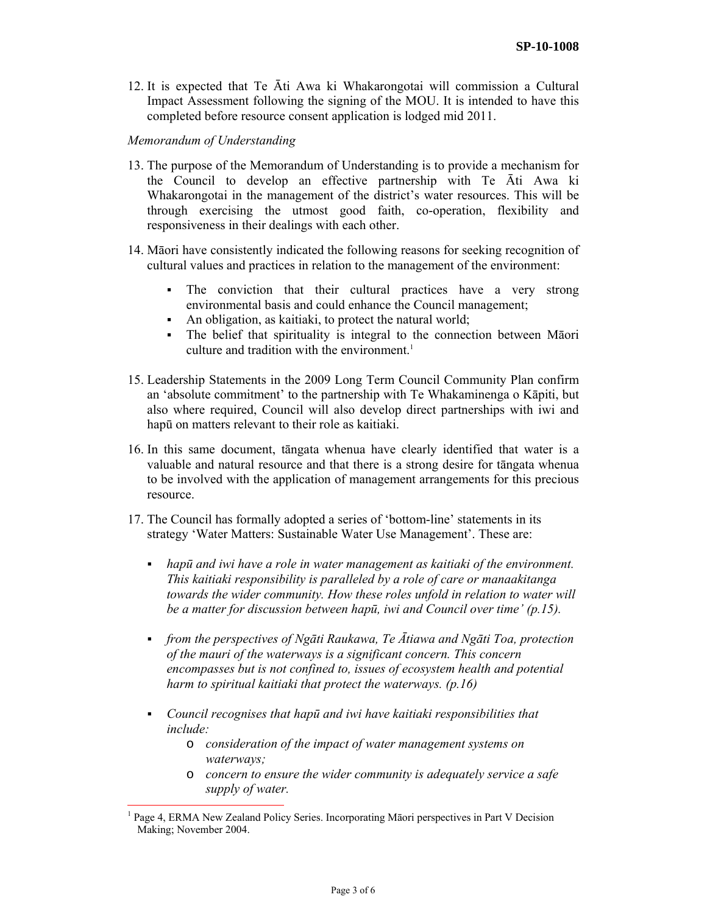12. It is expected that Te Āti Awa ki Whakarongotai will commission a Cultural Impact Assessment following the signing of the MOU. It is intended to have this completed before resource consent application is lodged mid 2011.

*Memorandum of Understanding*

13. The purpose of the Memorandum of Understanding is to provide a mechanism for the Council to develop an effective partnership with Te Āti Awa ki Whakarongotai in the management of the district's water resources. This will be through exercising the utmost good faith, co-operation, flexibility and responsiveness in their dealings with each other.

14. Māori have consistently indicated the following reasons for seeking recognition of cultural values and practices in relation to the management of the environment:

    - The conviction that their cultural practices have a very strong environmental basis and could enhance the Council management;
    - An obligation, as kaitiaki, to protect the natural world;
    - The belief that spirituality is integral to the connection between Māori culture and tradition with the environment.[1]

15. Leadership Statements in the 2009 Long Term Council Community Plan confirm an 'absolute commitment' to the partnership with Te Whakaminenga o Kāpiti, but also where required, Council will also develop direct partnerships with iwi and hapū on matters relevant to their role as kaitiaki.

16. In this same document, tāngata whenua have clearly identified that water is a valuable and natural resource and that there is a strong desire for tāngata whenua to be involved with the application of management arrangements for this precious resource.

17. The Council has formally adopted a series of 'bottom-line' statements in its strategy 'Water Matters: Sustainable Water Use Management'. These are:

    - *hapū and iwi have a role in water management as kaitiaki of the environment. This kaitiaki responsibility is paralleled by a role of care or manaakitanga towards the wider community. How these roles unfold in relation to water will be a matter for discussion between hapū, iwi and Council over time' (p.15).*
    - *from the perspectives of Ngāti Raukawa, Te Ātiawa and Ngāti Toa, protection of the mauri of the waterways is a significant concern. This concern encompasses but is not confined to, issues of ecosystem health and potential harm to spiritual kaitiaki that protect the waterways. (p.16)*
    - *Council recognises that hapū and iwi have kaitiaki responsibilities that include:*
        - *consideration of the impact of water management systems on waterways;*
        - *concern to ensure the wider community is adequately service a safe supply of water.*

---

[1] Page 4, ERMA New Zealand Policy Series. Incorporating Māori perspectives in Part V Decision Making; November 2004.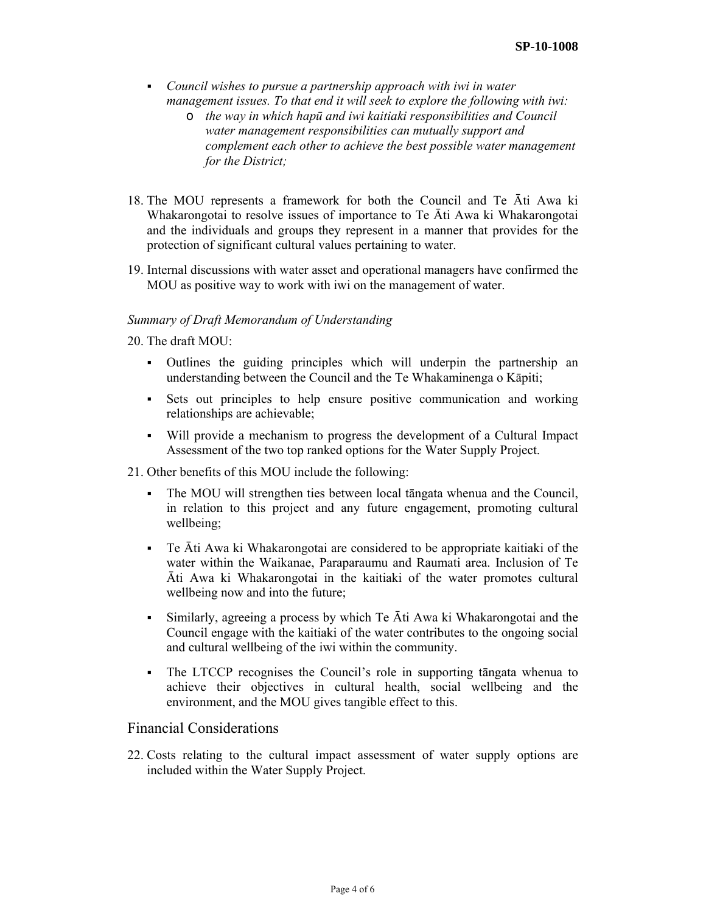- *Council wishes to pursue a partnership approach with iwi in water management issues. To that end it will seek to explore the following with iwi:*
    - *the way in which hapū and iwi kaitiaki responsibilities and Council water management responsibilities can mutually support and complement each other to achieve the best possible water management for the District;*

18. The MOU represents a framework for both the Council and Te Āti Awa ki Whakarongotai to resolve issues of importance to Te Āti Awa ki Whakarongotai and the individuals and groups they represent in a manner that provides for the protection of significant cultural values pertaining to water.

19. Internal discussions with water asset and operational managers have confirmed the MOU as positive way to work with iwi on the management of water.

*Summary of Draft Memorandum of Understanding*

20. The draft MOU:
    - Outlines the guiding principles which will underpin the partnership an understanding between the Council and the Te Whakaminenga o Kāpiti;
    - Sets out principles to help ensure positive communication and working relationships are achievable;
    - Will provide a mechanism to progress the development of a Cultural Impact Assessment of the two top ranked options for the Water Supply Project.

21. Other benefits of this MOU include the following:
    - The MOU will strengthen ties between local tāngata whenua and the Council, in relation to this project and any future engagement, promoting cultural wellbeing;
    - Te Āti Awa ki Whakarongotai are considered to be appropriate kaitiaki of the water within the Waikanae, Paraparaumu and Raumati area. Inclusion of Te Āti Awa ki Whakarongotai in the kaitiaki of the water promotes cultural wellbeing now and into the future;
    - Similarly, agreeing a process by which Te Āti Awa ki Whakarongotai and the Council engage with the kaitiaki of the water contributes to the ongoing social and cultural wellbeing of the iwi within the community.
    - The LTCCP recognises the Council's role in supporting tāngata whenua to achieve their objectives in cultural health, social wellbeing and the environment, and the MOU gives tangible effect to this.

## Financial Considerations

22. Costs relating to the cultural impact assessment of water supply options are included within the Water Supply Project.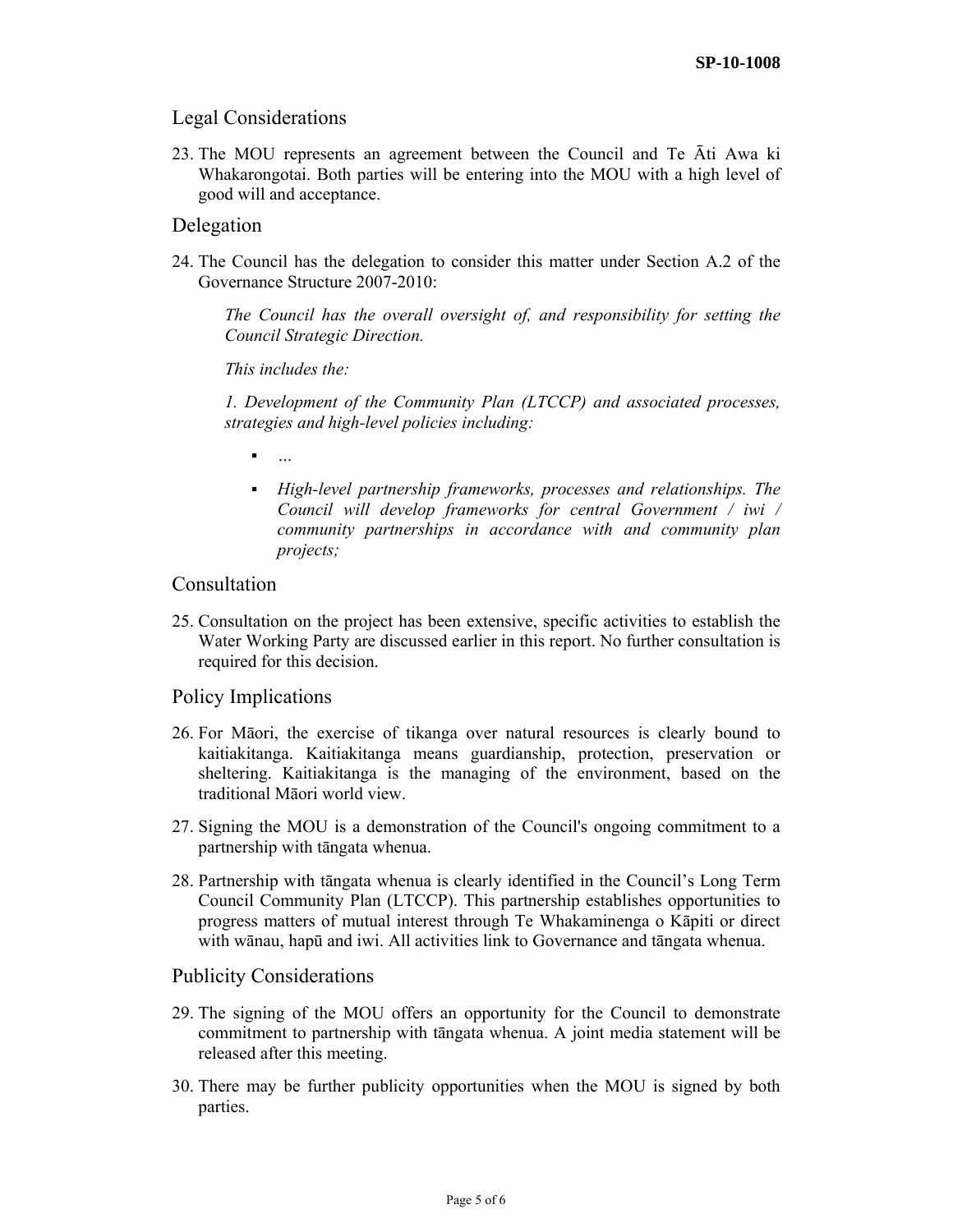## Legal Considerations

23. The MOU represents an agreement between the Council and Te Āti Awa ki Whakarongotai. Both parties will be entering into the MOU with a high level of good will and acceptance.

## Delegation

24. The Council has the delegation to consider this matter under Section A.2 of the Governance Structure 2007-2010:

    *The Council has the overall oversight of, and responsibility for setting the Council Strategic Direction.*

    *This includes the:*

    *1. Development of the Community Plan (LTCCP) and associated processes, strategies and high-level policies including:*

    - *…*
    - *High-level partnership frameworks, processes and relationships. The Council will develop frameworks for central Government / iwi / community partnerships in accordance with and community plan projects;*

## Consultation

25. Consultation on the project has been extensive, specific activities to establish the Water Working Party are discussed earlier in this report. No further consultation is required for this decision.

## Policy Implications

26. For Māori, the exercise of tikanga over natural resources is clearly bound to kaitiakitanga. Kaitiakitanga means guardianship, protection, preservation or sheltering. Kaitiakitanga is the managing of the environment, based on the traditional Māori world view.

27. Signing the MOU is a demonstration of the Council's ongoing commitment to a partnership with tāngata whenua.

28. Partnership with tāngata whenua is clearly identified in the Council's Long Term Council Community Plan (LTCCP). This partnership establishes opportunities to progress matters of mutual interest through Te Whakaminenga o Kāpiti or direct with wānau, hapū and iwi. All activities link to Governance and tāngata whenua.

## Publicity Considerations

29. The signing of the MOU offers an opportunity for the Council to demonstrate commitment to partnership with tāngata whenua. A joint media statement will be released after this meeting.

30. There may be further publicity opportunities when the MOU is signed by both parties.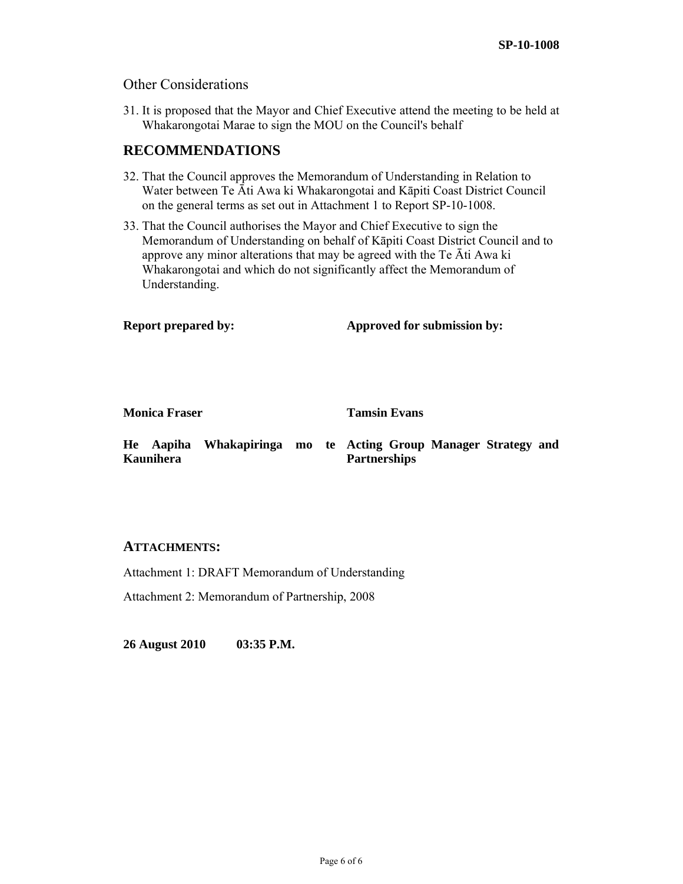## Other Considerations

31. It is proposed that the Mayor and Chief Executive attend the meeting to be held at Whakarongotai Marae to sign the MOU on the Council's behalf

## RECOMMENDATIONS

32. That the Council approves the Memorandum of Understanding in Relation to Water between Te Āti Awa ki Whakarongotai and Kāpiti Coast District Council on the general terms as set out in Attachment 1 to Report SP-10-1008.

33. That the Council authorises the Mayor and Chief Executive to sign the Memorandum of Understanding on behalf of Kāpiti Coast District Council and to approve any minor alterations that may be agreed with the Te Āti Awa ki Whakarongotai and which do not significantly affect the Memorandum of Understanding.

| | |
|---|---|
| **Report prepared by:** | **Approved for submission by:** |
| **Monica Fraser** | **Tamsin Evans** |
| **He Aapiha Whakapiringa mo te Kaunihera** | **Acting Group Manager Strategy and Partnerships** |

### ATTACHMENTS:

Attachment 1: DRAFT Memorandum of Understanding

Attachment 2: Memorandum of Partnership, 2008

**26 August 2010 03:35 P.M.**